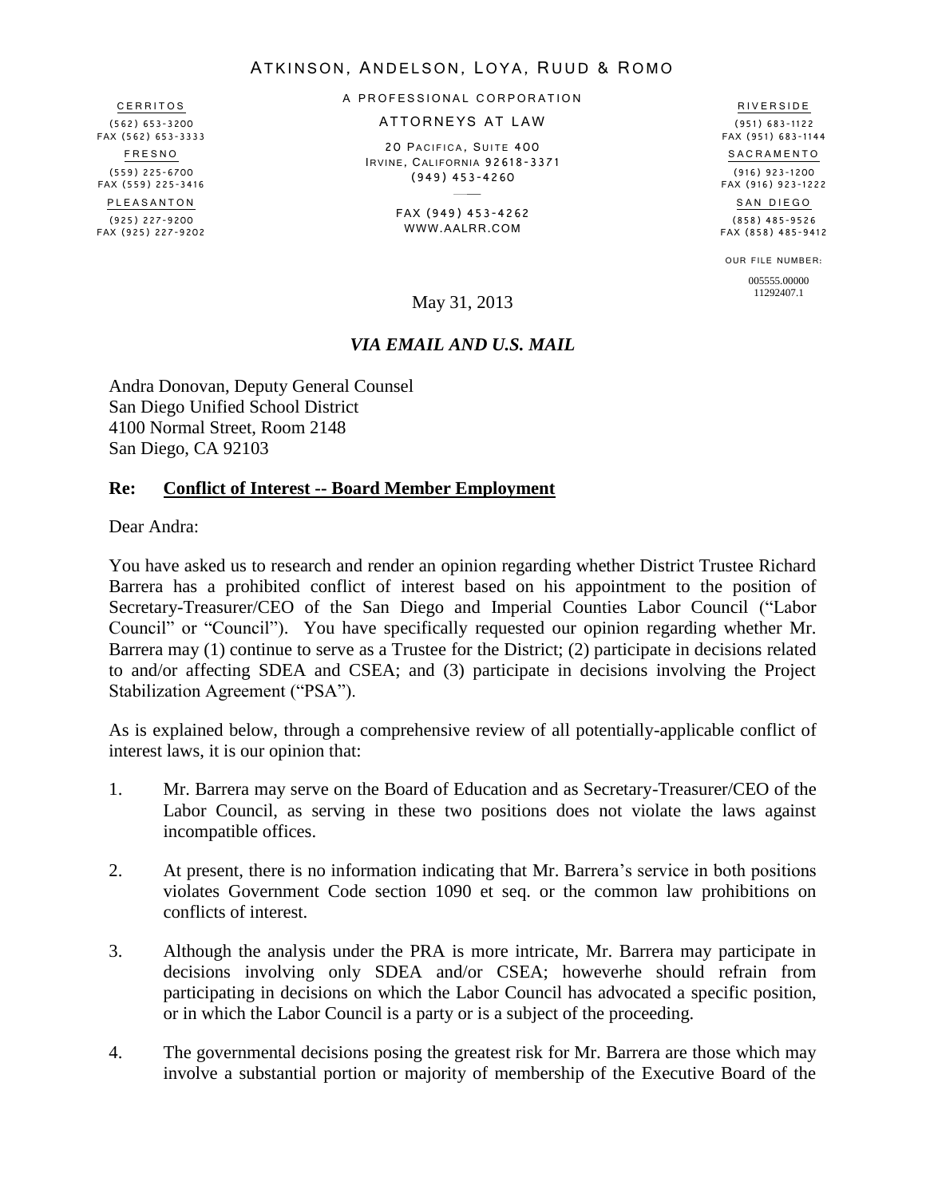# ATKINSON, ANDELSON, LOYA, RUUD & ROMO

A PROFESSIONAL CORPORATION

ATTORNEYS AT LAW

20 PACIFICA, SUITE 400
IRVINE, CALIFORNIA 92618-3371
(949) 453-4260

FAX (949) 453-4262
WWW.AALRR.COM

CERRITOS
(562) 653-3200
FAX (562) 653-3333

FRESNO
(559) 225-6700
FAX (559) 225-3416

PLEASANTON
(925) 227-9200
FAX (925) 227-9202

RIVERSIDE
(951) 683-1122
FAX (951) 683-1144

SACRAMENTO
(916) 923-1200
FAX (916) 923-1222

SAN DIEGO
(858) 485-9526
FAX (858) 485-9412

OUR FILE NUMBER:
005555.00000
11292407.1

May 31, 2013

***VIA EMAIL AND U.S. MAIL***

Andra Donovan, Deputy General Counsel
San Diego Unified School District
4100 Normal Street, Room 2148
San Diego, CA 92103

**Re: <u>Conflict of Interest -- Board Member Employment</u>**

Dear Andra:

You have asked us to research and render an opinion regarding whether District Trustee Richard Barrera has a prohibited conflict of interest based on his appointment to the position of Secretary-Treasurer/CEO of the San Diego and Imperial Counties Labor Council ("Labor Council" or "Council"). You have specifically requested our opinion regarding whether Mr. Barrera may (1) continue to serve as a Trustee for the District; (2) participate in decisions related to and/or affecting SDEA and CSEA; and (3) participate in decisions involving the Project Stabilization Agreement ("PSA").

As is explained below, through a comprehensive review of all potentially-applicable conflict of interest laws, it is our opinion that:

1. Mr. Barrera may serve on the Board of Education and as Secretary-Treasurer/CEO of the Labor Council, as serving in these two positions does not violate the laws against incompatible offices.

2. At present, there is no information indicating that Mr. Barrera's service in both positions violates Government Code section 1090 et seq. or the common law prohibitions on conflicts of interest.

3. Although the analysis under the PRA is more intricate, Mr. Barrera may participate in decisions involving only SDEA and/or CSEA; howeverhe should refrain from participating in decisions on which the Labor Council has advocated a specific position, or in which the Labor Council is a party or is a subject of the proceeding.

4. The governmental decisions posing the greatest risk for Mr. Barrera are those which may involve a substantial portion or majority of membership of the Executive Board of the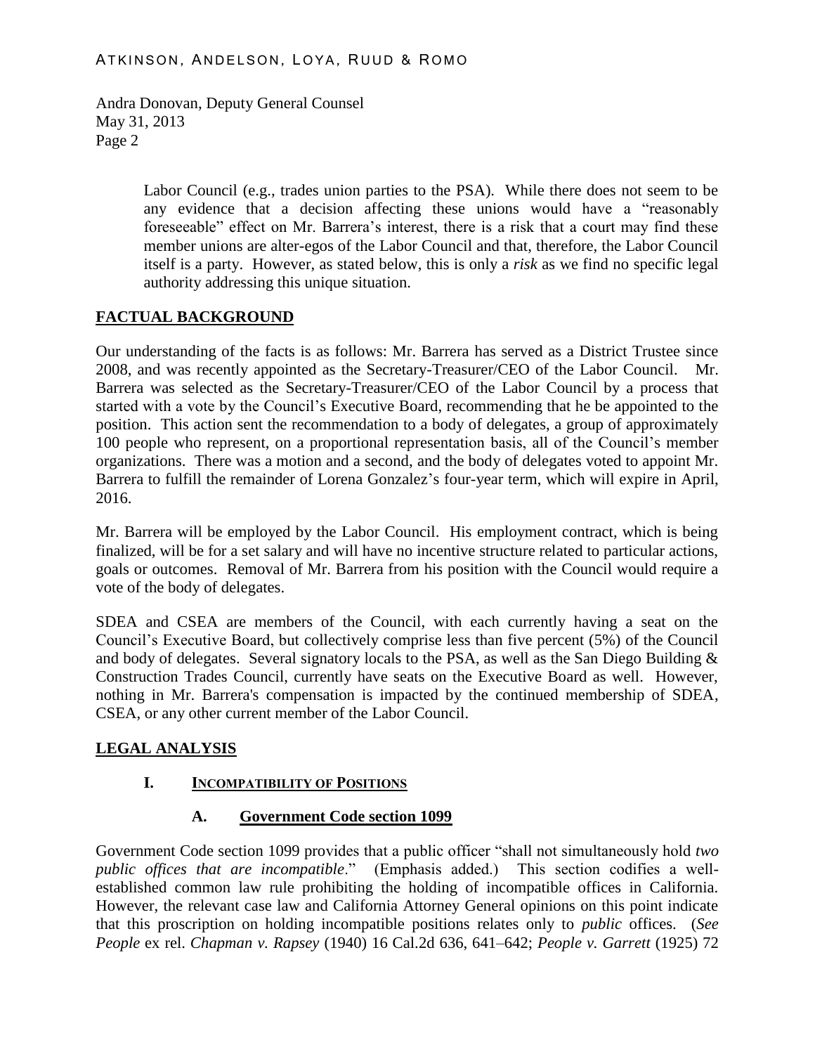Labor Council (e.g., trades union parties to the PSA). While there does not seem to be any evidence that a decision affecting these unions would have a "reasonably foreseeable" effect on Mr. Barrera's interest, there is a risk that a court may find these member unions are alter-egos of the Labor Council and that, therefore, the Labor Council itself is a party. However, as stated below, this is only a *risk* as we find no specific legal authority addressing this unique situation.

## **FACTUAL BACKGROUND**

Our understanding of the facts is as follows: Mr. Barrera has served as a District Trustee since 2008, and was recently appointed as the Secretary-Treasurer/CEO of the Labor Council. Mr. Barrera was selected as the Secretary-Treasurer/CEO of the Labor Council by a process that started with a vote by the Council's Executive Board, recommending that he be appointed to the position. This action sent the recommendation to a body of delegates, a group of approximately 100 people who represent, on a proportional representation basis, all of the Council's member organizations. There was a motion and a second, and the body of delegates voted to appoint Mr. Barrera to fulfill the remainder of Lorena Gonzalez's four-year term, which will expire in April, 2016.

Mr. Barrera will be employed by the Labor Council. His employment contract, which is being finalized, will be for a set salary and will have no incentive structure related to particular actions, goals or outcomes. Removal of Mr. Barrera from his position with the Council would require a vote of the body of delegates.

SDEA and CSEA are members of the Council, with each currently having a seat on the Council's Executive Board, but collectively comprise less than five percent (5%) of the Council and body of delegates. Several signatory locals to the PSA, as well as the San Diego Building & Construction Trades Council, currently have seats on the Executive Board as well. However, nothing in Mr. Barrera's compensation is impacted by the continued membership of SDEA, CSEA, or any other current member of the Labor Council.

## **LEGAL ANALYSIS**

### **I. INCOMPATIBILITY OF POSITIONS**

#### **A. Government Code section 1099**

Government Code section 1099 provides that a public officer "shall not simultaneously hold *two public offices that are incompatible*." (Emphasis added.) This section codifies a well-established common law rule prohibiting the holding of incompatible offices in California. However, the relevant case law and California Attorney General opinions on this point indicate that this proscription on holding incompatible positions relates only to *public* offices. (*See People* ex rel. *Chapman v. Rapsey* (1940) 16 Cal.2d 636, 641–642; *People v. Garrett* (1925) 72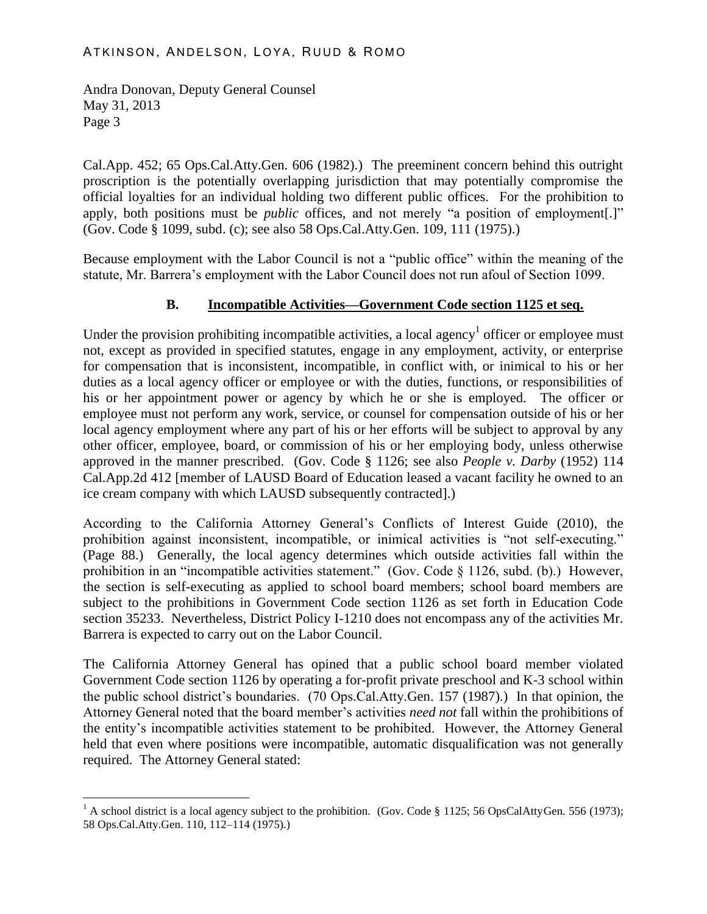Cal.App. 452; 65 Ops.Cal.Atty.Gen. 606 (1982).) The preeminent concern behind this outright proscription is the potentially overlapping jurisdiction that may potentially compromise the official loyalties for an individual holding two different public offices. For the prohibition to apply, both positions must be *public* offices, and not merely "a position of employment[.]" (Gov. Code § 1099, subd. (c); see also 58 Ops.Cal.Atty.Gen. 109, 111 (1975).)

Because employment with the Labor Council is not a "public office" within the meaning of the statute, Mr. Barrera's employment with the Labor Council does not run afoul of Section 1099.

### B. Incompatible Activities—Government Code section 1125 et seq.

Under the provision prohibiting incompatible activities, a local agency[1] officer or employee must not, except as provided in specified statutes, engage in any employment, activity, or enterprise for compensation that is inconsistent, incompatible, in conflict with, or inimical to his or her duties as a local agency officer or employee or with the duties, functions, or responsibilities of his or her appointment power or agency by which he or she is employed. The officer or employee must not perform any work, service, or counsel for compensation outside of his or her local agency employment where any part of his or her efforts will be subject to approval by any other officer, employee, board, or commission of his or her employing body, unless otherwise approved in the manner prescribed. (Gov. Code § 1126; see also *People v. Darby* (1952) 114 Cal.App.2d 412 [member of LAUSD Board of Education leased a vacant facility he owned to an ice cream company with which LAUSD subsequently contracted].)

According to the California Attorney General's Conflicts of Interest Guide (2010), the prohibition against inconsistent, incompatible, or inimical activities is "not self-executing." (Page 88.) Generally, the local agency determines which outside activities fall within the prohibition in an "incompatible activities statement." (Gov. Code § 1126, subd. (b).) However, the section is self-executing as applied to school board members; school board members are subject to the prohibitions in Government Code section 1126 as set forth in Education Code section 35233. Nevertheless, District Policy I-1210 does not encompass any of the activities Mr. Barrera is expected to carry out on the Labor Council.

The California Attorney General has opined that a public school board member violated Government Code section 1126 by operating a for-profit private preschool and K-3 school within the public school district's boundaries. (70 Ops.Cal.Atty.Gen. 157 (1987).) In that opinion, the Attorney General noted that the board member's activities *need not* fall within the prohibitions of the entity's incompatible activities statement to be prohibited. However, the Attorney General held that even where positions were incompatible, automatic disqualification was not generally required. The Attorney General stated:

---

[1] A school district is a local agency subject to the prohibition. (Gov. Code § 1125; 56 OpsCalAttyGen. 556 (1973); 58 Ops.Cal.Atty.Gen. 110, 112–114 (1975).)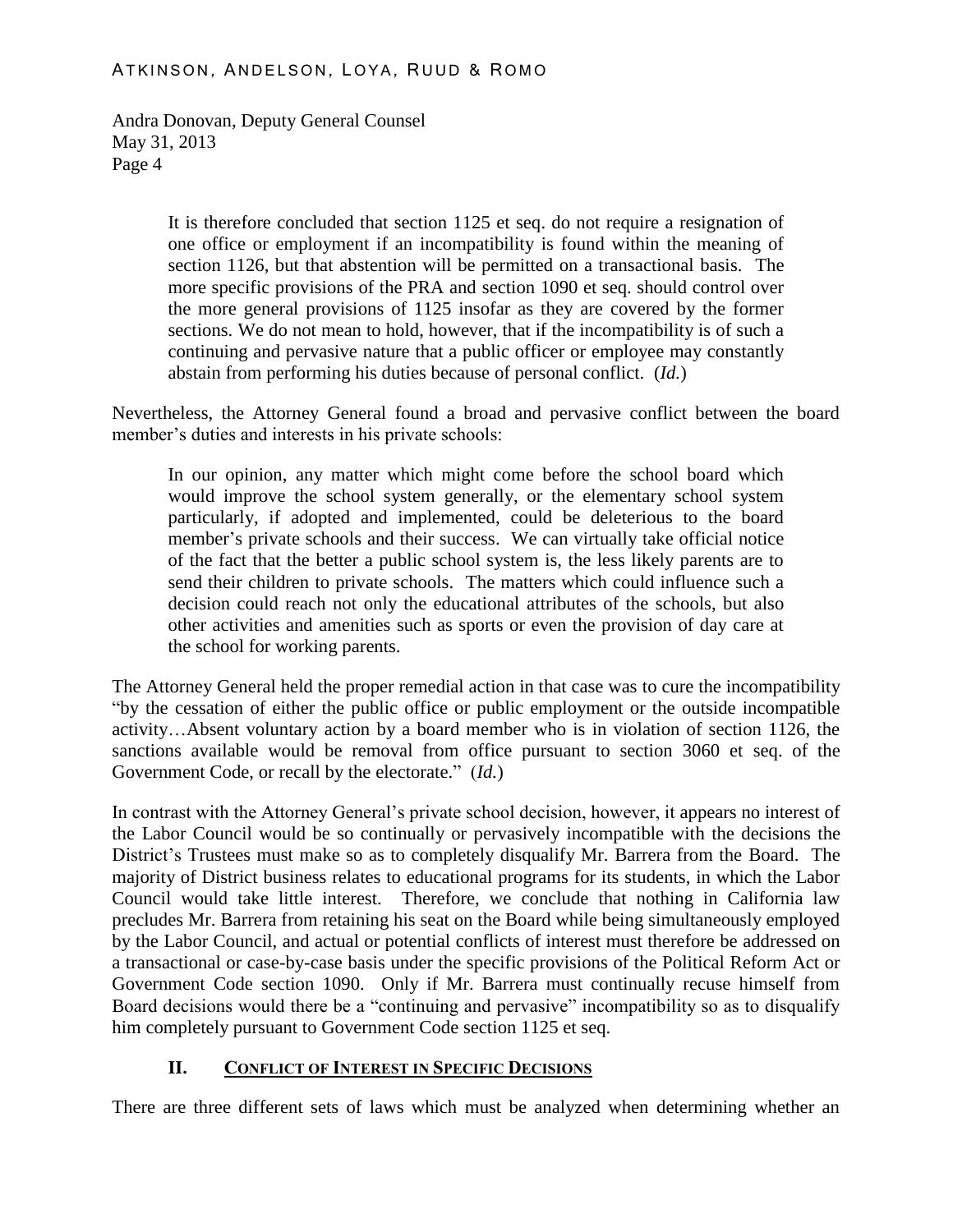> It is therefore concluded that section 1125 et seq. do not require a resignation of one office or employment if an incompatibility is found within the meaning of section 1126, but that abstention will be permitted on a transactional basis. The more specific provisions of the PRA and section 1090 et seq. should control over the more general provisions of 1125 insofar as they are covered by the former sections. We do not mean to hold, however, that if the incompatibility is of such a continuing and pervasive nature that a public officer or employee may constantly abstain from performing his duties because of personal conflict. (*Id.*)

Nevertheless, the Attorney General found a broad and pervasive conflict between the board member's duties and interests in his private schools:

> In our opinion, any matter which might come before the school board which would improve the school system generally, or the elementary school system particularly, if adopted and implemented, could be deleterious to the board member's private schools and their success. We can virtually take official notice of the fact that the better a public school system is, the less likely parents are to send their children to private schools. The matters which could influence such a decision could reach not only the educational attributes of the schools, but also other activities and amenities such as sports or even the provision of day care at the school for working parents.

The Attorney General held the proper remedial action in that case was to cure the incompatibility "by the cessation of either the public office or public employment or the outside incompatible activity…Absent voluntary action by a board member who is in violation of section 1126, the sanctions available would be removal from office pursuant to section 3060 et seq. of the Government Code, or recall by the electorate." (*Id.*)

In contrast with the Attorney General's private school decision, however, it appears no interest of the Labor Council would be so continually or pervasively incompatible with the decisions the District's Trustees must make so as to completely disqualify Mr. Barrera from the Board. The majority of District business relates to educational programs for its students, in which the Labor Council would take little interest. Therefore, we conclude that nothing in California law precludes Mr. Barrera from retaining his seat on the Board while being simultaneously employed by the Labor Council, and actual or potential conflicts of interest must therefore be addressed on a transactional or case-by-case basis under the specific provisions of the Political Reform Act or Government Code section 1090. Only if Mr. Barrera must continually recuse himself from Board decisions would there be a "continuing and pervasive" incompatibility so as to disqualify him completely pursuant to Government Code section 1125 et seq.

## II. CONFLICT OF INTEREST IN SPECIFIC DECISIONS

There are three different sets of laws which must be analyzed when determining whether an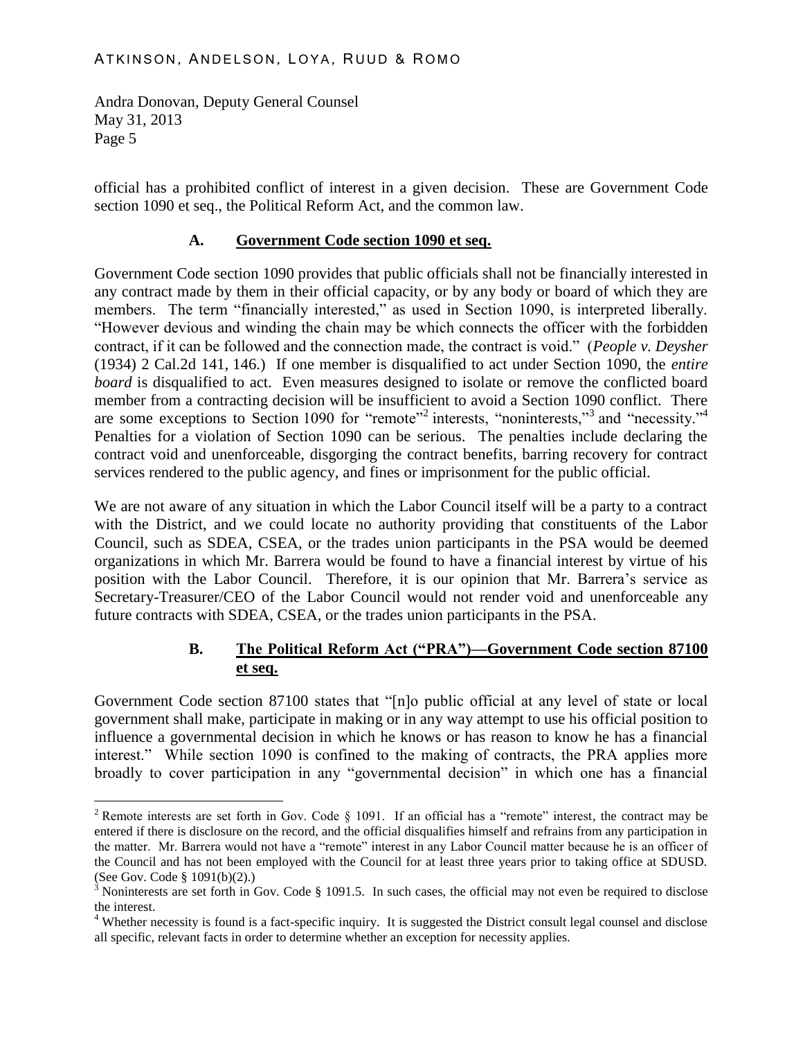official has a prohibited conflict of interest in a given decision. These are Government Code section 1090 et seq., the Political Reform Act, and the common law.

### A. Government Code section 1090 et seq.

Government Code section 1090 provides that public officials shall not be financially interested in any contract made by them in their official capacity, or by any body or board of which they are members. The term "financially interested," as used in Section 1090, is interpreted liberally. "However devious and winding the chain may be which connects the officer with the forbidden contract, if it can be followed and the connection made, the contract is void." (*People v. Deysher* (1934) 2 Cal.2d 141, 146.) If one member is disqualified to act under Section 1090, the *entire board* is disqualified to act. Even measures designed to isolate or remove the conflicted board member from a contracting decision will be insufficient to avoid a Section 1090 conflict. There are some exceptions to Section 1090 for "remote"[2] interests, "noninterests,"[3] and "necessity."[4] Penalties for a violation of Section 1090 can be serious. The penalties include declaring the contract void and unenforceable, disgorging the contract benefits, barring recovery for contract services rendered to the public agency, and fines or imprisonment for the public official.

We are not aware of any situation in which the Labor Council itself will be a party to a contract with the District, and we could locate no authority providing that constituents of the Labor Council, such as SDEA, CSEA, or the trades union participants in the PSA would be deemed organizations in which Mr. Barrera would be found to have a financial interest by virtue of his position with the Labor Council. Therefore, it is our opinion that Mr. Barrera's service as Secretary-Treasurer/CEO of the Labor Council would not render void and unenforceable any future contracts with SDEA, CSEA, or the trades union participants in the PSA.

### B. The Political Reform Act ("PRA")—Government Code section 87100 et seq.

Government Code section 87100 states that "[n]o public official at any level of state or local government shall make, participate in making or in any way attempt to use his official position to influence a governmental decision in which he knows or has reason to know he has a financial interest." While section 1090 is confined to the making of contracts, the PRA applies more broadly to cover participation in any "governmental decision" in which one has a financial

---

[2] Remote interests are set forth in Gov. Code § 1091. If an official has a "remote" interest, the contract may be entered if there is disclosure on the record, and the official disqualifies himself and refrains from any participation in the matter. Mr. Barrera would not have a "remote" interest in any Labor Council matter because he is an officer of the Council and has not been employed with the Council for at least three years prior to taking office at SDUSD. (See Gov. Code § 1091(b)(2).)

[3] Noninterests are set forth in Gov. Code § 1091.5. In such cases, the official may not even be required to disclose the interest.

[4] Whether necessity is found is a fact-specific inquiry. It is suggested the District consult legal counsel and disclose all specific, relevant facts in order to determine whether an exception for necessity applies.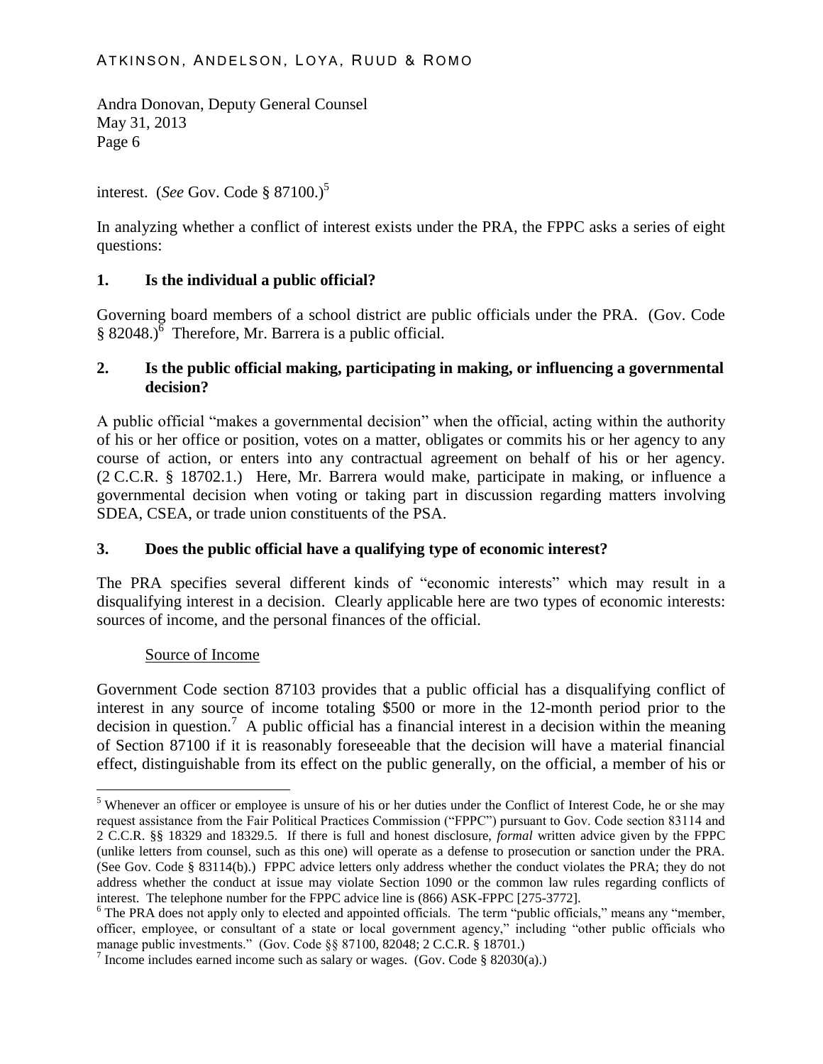interest. (*See* Gov. Code § 87100.)[5]

In analyzing whether a conflict of interest exists under the PRA, the FPPC asks a series of eight questions:

**1. Is the individual a public official?**

Governing board members of a school district are public officials under the PRA. (Gov. Code § 82048.)[6] Therefore, Mr. Barrera is a public official.

**2. Is the public official making, participating in making, or influencing a governmental decision?**

A public official "makes a governmental decision" when the official, acting within the authority of his or her office or position, votes on a matter, obligates or commits his or her agency to any course of action, or enters into any contractual agreement on behalf of his or her agency. (2 C.C.R. § 18702.1.) Here, Mr. Barrera would make, participate in making, or influence a governmental decision when voting or taking part in discussion regarding matters involving SDEA, CSEA, or trade union constituents of the PSA.

**3. Does the public official have a qualifying type of economic interest?**

The PRA specifies several different kinds of "economic interests" which may result in a disqualifying interest in a decision. Clearly applicable here are two types of economic interests: sources of income, and the personal finances of the official.

Source of Income

Government Code section 87103 provides that a public official has a disqualifying conflict of interest in any source of income totaling $500 or more in the 12-month period prior to the decision in question.[7] A public official has a financial interest in a decision within the meaning of Section 87100 if it is reasonably foreseeable that the decision will have a material financial effect, distinguishable from its effect on the public generally, on the official, a member of his or

---

[5] Whenever an officer or employee is unsure of his or her duties under the Conflict of Interest Code, he or she may request assistance from the Fair Political Practices Commission ("FPPC") pursuant to Gov. Code section 83114 and 2 C.C.R. §§ 18329 and 18329.5. If there is full and honest disclosure, *formal* written advice given by the FPPC (unlike letters from counsel, such as this one) will operate as a defense to prosecution or sanction under the PRA. (See Gov. Code § 83114(b).) FPPC advice letters only address whether the conduct violates the PRA; they do not address whether the conduct at issue may violate Section 1090 or the common law rules regarding conflicts of interest. The telephone number for the FPPC advice line is (866) ASK-FPPC [275-3772].

[6] The PRA does not apply only to elected and appointed officials. The term "public officials," means any "member, officer, employee, or consultant of a state or local government agency," including "other public officials who manage public investments." (Gov. Code §§ 87100, 82048; 2 C.C.R. § 18701.)

[7] Income includes earned income such as salary or wages. (Gov. Code § 82030(a).)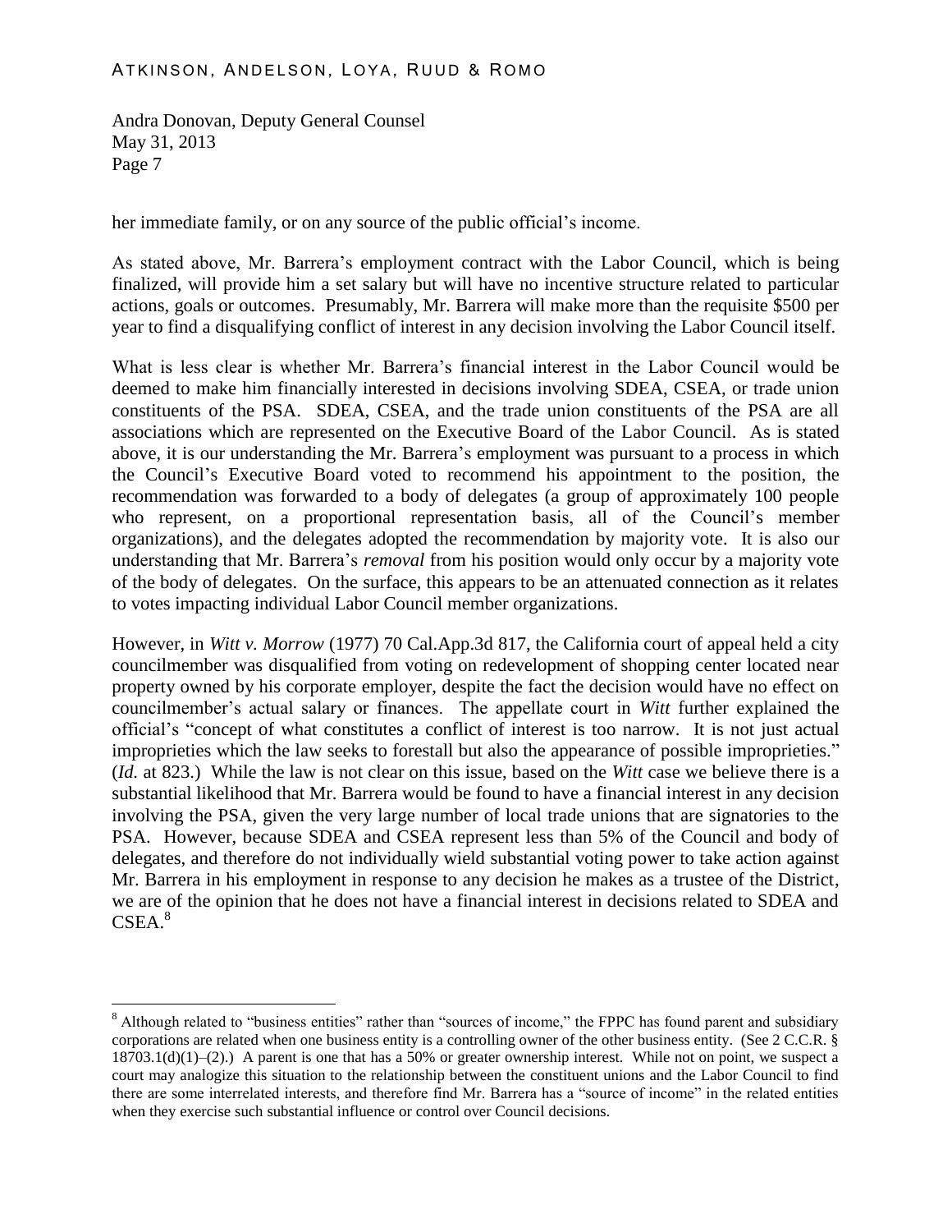her immediate family, or on any source of the public official's income.

As stated above, Mr. Barrera's employment contract with the Labor Council, which is being finalized, will provide him a set salary but will have no incentive structure related to particular actions, goals or outcomes. Presumably, Mr. Barrera will make more than the requisite $500 per year to find a disqualifying conflict of interest in any decision involving the Labor Council itself.

What is less clear is whether Mr. Barrera's financial interest in the Labor Council would be deemed to make him financially interested in decisions involving SDEA, CSEA, or trade union constituents of the PSA. SDEA, CSEA, and the trade union constituents of the PSA are all associations which are represented on the Executive Board of the Labor Council. As is stated above, it is our understanding the Mr. Barrera's employment was pursuant to a process in which the Council's Executive Board voted to recommend his appointment to the position, the recommendation was forwarded to a body of delegates (a group of approximately 100 people who represent, on a proportional representation basis, all of the Council's member organizations), and the delegates adopted the recommendation by majority vote. It is also our understanding that Mr. Barrera's *removal* from his position would only occur by a majority vote of the body of delegates. On the surface, this appears to be an attenuated connection as it relates to votes impacting individual Labor Council member organizations.

However, in *Witt v. Morrow* (1977) 70 Cal.App.3d 817, the California court of appeal held a city councilmember was disqualified from voting on redevelopment of shopping center located near property owned by his corporate employer, despite the fact the decision would have no effect on councilmember's actual salary or finances. The appellate court in *Witt* further explained the official's "concept of what constitutes a conflict of interest is too narrow. It is not just actual improprieties which the law seeks to forestall but also the appearance of possible improprieties." (*Id.* at 823.) While the law is not clear on this issue, based on the *Witt* case we believe there is a substantial likelihood that Mr. Barrera would be found to have a financial interest in any decision involving the PSA, given the very large number of local trade unions that are signatories to the PSA. However, because SDEA and CSEA represent less than 5% of the Council and body of delegates, and therefore do not individually wield substantial voting power to take action against Mr. Barrera in his employment in response to any decision he makes as a trustee of the District, we are of the opinion that he does not have a financial interest in decisions related to SDEA and CSEA.[8]

---

[8] Although related to "business entities" rather than "sources of income," the FPPC has found parent and subsidiary corporations are related when one business entity is a controlling owner of the other business entity. (See 2 C.C.R. § 18703.1(d)(1)–(2).) A parent is one that has a 50% or greater ownership interest. While not on point, we suspect a court may analogize this situation to the relationship between the constituent unions and the Labor Council to find there are some interrelated interests, and therefore find Mr. Barrera has a "source of income" in the related entities when they exercise such substantial influence or control over Council decisions.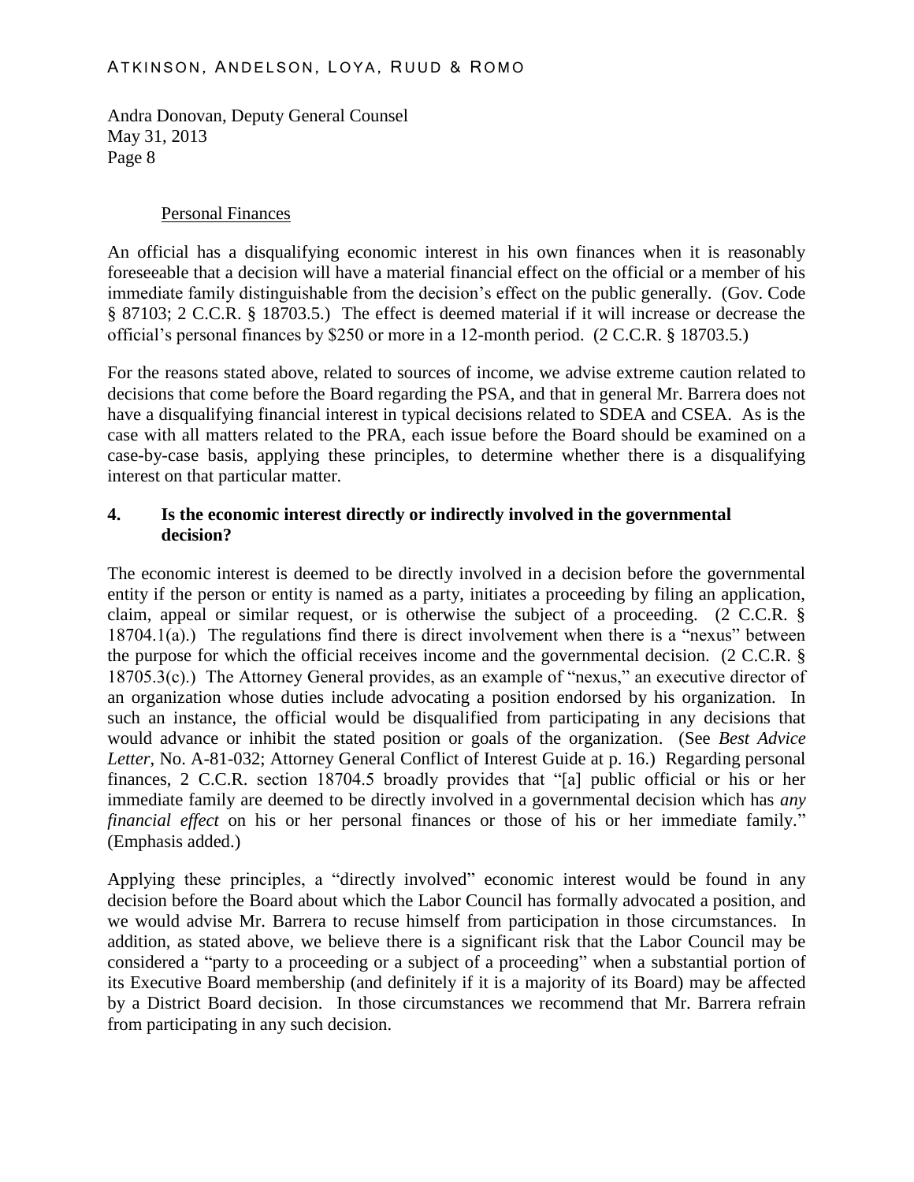Personal Finances

An official has a disqualifying economic interest in his own finances when it is reasonably foreseeable that a decision will have a material financial effect on the official or a member of his immediate family distinguishable from the decision's effect on the public generally. (Gov. Code § 87103; 2 C.C.R. § 18703.5.) The effect is deemed material if it will increase or decrease the official's personal finances by $250 or more in a 12-month period. (2 C.C.R. § 18703.5.)

For the reasons stated above, related to sources of income, we advise extreme caution related to decisions that come before the Board regarding the PSA, and that in general Mr. Barrera does not have a disqualifying financial interest in typical decisions related to SDEA and CSEA. As is the case with all matters related to the PRA, each issue before the Board should be examined on a case-by-case basis, applying these principles, to determine whether there is a disqualifying interest on that particular matter.

**4. Is the economic interest directly or indirectly involved in the governmental decision?**

The economic interest is deemed to be directly involved in a decision before the governmental entity if the person or entity is named as a party, initiates a proceeding by filing an application, claim, appeal or similar request, or is otherwise the subject of a proceeding. (2 C.C.R. § 18704.1(a).) The regulations find there is direct involvement when there is a "nexus" between the purpose for which the official receives income and the governmental decision. (2 C.C.R. § 18705.3(c).) The Attorney General provides, as an example of "nexus," an executive director of an organization whose duties include advocating a position endorsed by his organization. In such an instance, the official would be disqualified from participating in any decisions that would advance or inhibit the stated position or goals of the organization. (See *Best Advice Letter*, No. A-81-032; Attorney General Conflict of Interest Guide at p. 16.) Regarding personal finances, 2 C.C.R. section 18704.5 broadly provides that "[a] public official or his or her immediate family are deemed to be directly involved in a governmental decision which has *any financial effect* on his or her personal finances or those of his or her immediate family." (Emphasis added.)

Applying these principles, a "directly involved" economic interest would be found in any decision before the Board about which the Labor Council has formally advocated a position, and we would advise Mr. Barrera to recuse himself from participation in those circumstances. In addition, as stated above, we believe there is a significant risk that the Labor Council may be considered a "party to a proceeding or a subject of a proceeding" when a substantial portion of its Executive Board membership (and definitely if it is a majority of its Board) may be affected by a District Board decision. In those circumstances we recommend that Mr. Barrera refrain from participating in any such decision.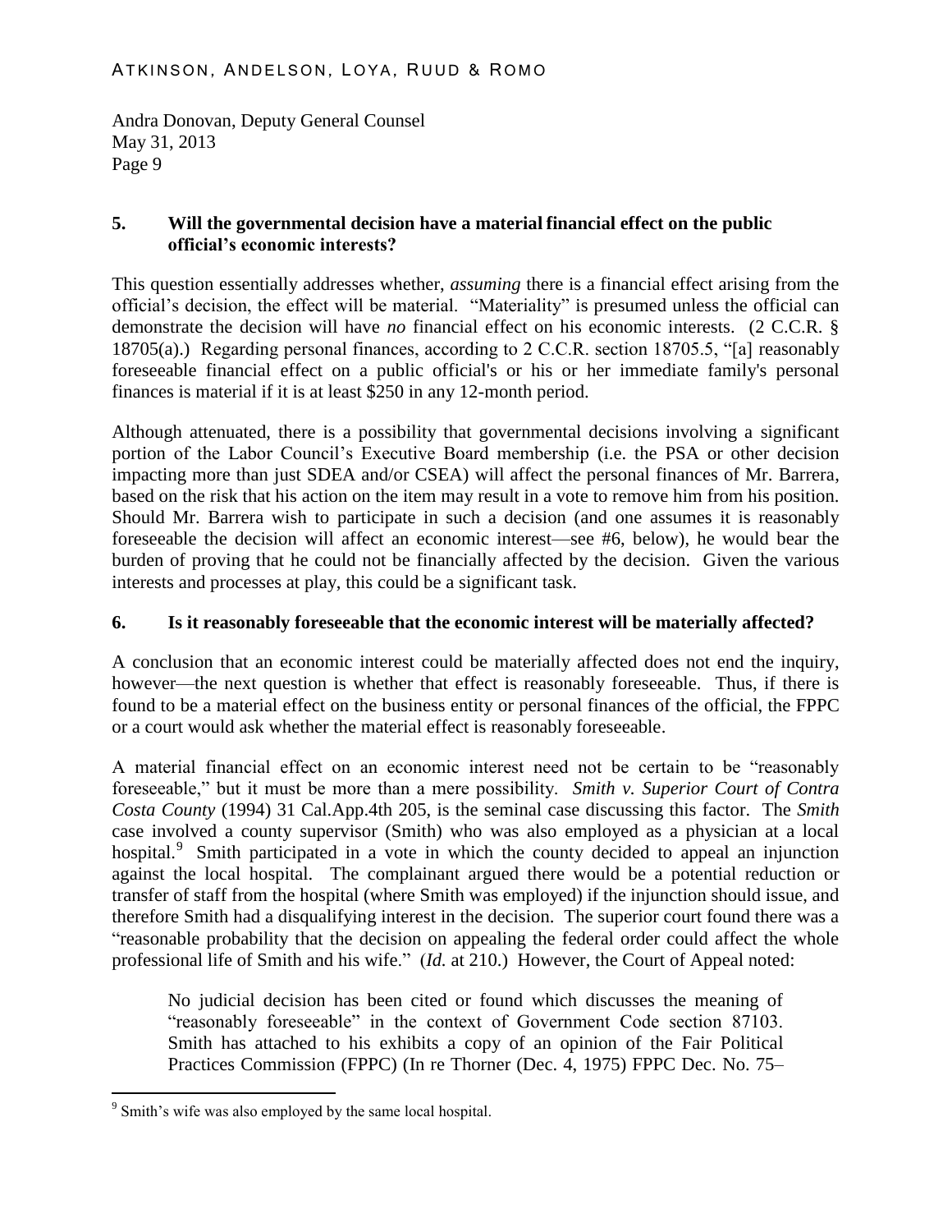## 5. Will the governmental decision have a material financial effect on the public official's economic interests?

This question essentially addresses whether, *assuming* there is a financial effect arising from the official's decision, the effect will be material. "Materiality" is presumed unless the official can demonstrate the decision will have *no* financial effect on his economic interests. (2 C.C.R. § 18705(a).) Regarding personal finances, according to 2 C.C.R. section 18705.5, "[a] reasonably foreseeable financial effect on a public official's or his or her immediate family's personal finances is material if it is at least $250 in any 12-month period.

Although attenuated, there is a possibility that governmental decisions involving a significant portion of the Labor Council's Executive Board membership (i.e. the PSA or other decision impacting more than just SDEA and/or CSEA) will affect the personal finances of Mr. Barrera, based on the risk that his action on the item may result in a vote to remove him from his position. Should Mr. Barrera wish to participate in such a decision (and one assumes it is reasonably foreseeable the decision will affect an economic interest—see #6, below), he would bear the burden of proving that he could not be financially affected by the decision. Given the various interests and processes at play, this could be a significant task.

## 6. Is it reasonably foreseeable that the economic interest will be materially affected?

A conclusion that an economic interest could be materially affected does not end the inquiry, however—the next question is whether that effect is reasonably foreseeable. Thus, if there is found to be a material effect on the business entity or personal finances of the official, the FPPC or a court would ask whether the material effect is reasonably foreseeable.

A material financial effect on an economic interest need not be certain to be "reasonably foreseeable," but it must be more than a mere possibility. *Smith v. Superior Court of Contra Costa County* (1994) 31 Cal.App.4th 205, is the seminal case discussing this factor. The *Smith* case involved a county supervisor (Smith) who was also employed as a physician at a local hospital.[9] Smith participated in a vote in which the county decided to appeal an injunction against the local hospital. The complainant argued there would be a potential reduction or transfer of staff from the hospital (where Smith was employed) if the injunction should issue, and therefore Smith had a disqualifying interest in the decision. The superior court found there was a "reasonable probability that the decision on appealing the federal order could affect the whole professional life of Smith and his wife." (*Id.* at 210.) However, the Court of Appeal noted:

> No judicial decision has been cited or found which discusses the meaning of "reasonably foreseeable" in the context of Government Code section 87103. Smith has attached to his exhibits a copy of an opinion of the Fair Political Practices Commission (FPPC) (In re Thorner (Dec. 4, 1975) FPPC Dec. No. 75–

---

[9] Smith's wife was also employed by the same local hospital.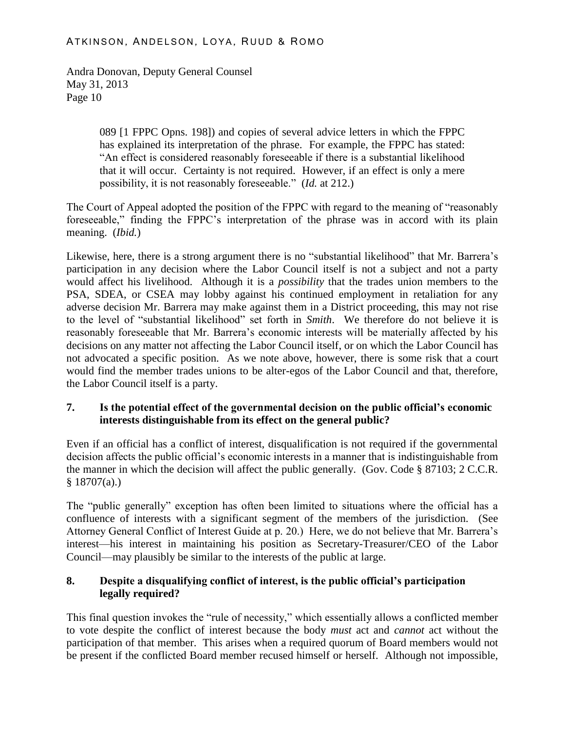> 089 [1 FPPC Opns. 198]) and copies of several advice letters in which the FPPC has explained its interpretation of the phrase. For example, the FPPC has stated: "An effect is considered reasonably foreseeable if there is a substantial likelihood that it will occur. Certainty is not required. However, if an effect is only a mere possibility, it is not reasonably foreseeable." (*Id.* at 212.)

The Court of Appeal adopted the position of the FPPC with regard to the meaning of "reasonably foreseeable," finding the FPPC's interpretation of the phrase was in accord with its plain meaning. (*Ibid.*)

Likewise, here, there is a strong argument there is no "substantial likelihood" that Mr. Barrera's participation in any decision where the Labor Council itself is not a subject and not a party would affect his livelihood. Although it is a *possibility* that the trades union members to the PSA, SDEA, or CSEA may lobby against his continued employment in retaliation for any adverse decision Mr. Barrera may make against them in a District proceeding, this may not rise to the level of "substantial likelihood" set forth in *Smith*. We therefore do not believe it is reasonably foreseeable that Mr. Barrera's economic interests will be materially affected by his decisions on any matter not affecting the Labor Council itself, or on which the Labor Council has not advocated a specific position. As we note above, however, there is some risk that a court would find the member trades unions to be alter-egos of the Labor Council and that, therefore, the Labor Council itself is a party.

### 7. Is the potential effect of the governmental decision on the public official's economic interests distinguishable from its effect on the general public?

Even if an official has a conflict of interest, disqualification is not required if the governmental decision affects the public official's economic interests in a manner that is indistinguishable from the manner in which the decision will affect the public generally. (Gov. Code § 87103; 2 C.C.R. § 18707(a).)

The "public generally" exception has often been limited to situations where the official has a confluence of interests with a significant segment of the members of the jurisdiction. (See Attorney General Conflict of Interest Guide at p. 20.) Here, we do not believe that Mr. Barrera's interest—his interest in maintaining his position as Secretary-Treasurer/CEO of the Labor Council—may plausibly be similar to the interests of the public at large.

### 8. Despite a disqualifying conflict of interest, is the public official's participation legally required?

This final question invokes the "rule of necessity," which essentially allows a conflicted member to vote despite the conflict of interest because the body *must* act and *cannot* act without the participation of that member. This arises when a required quorum of Board members would not be present if the conflicted Board member recused himself or herself. Although not impossible,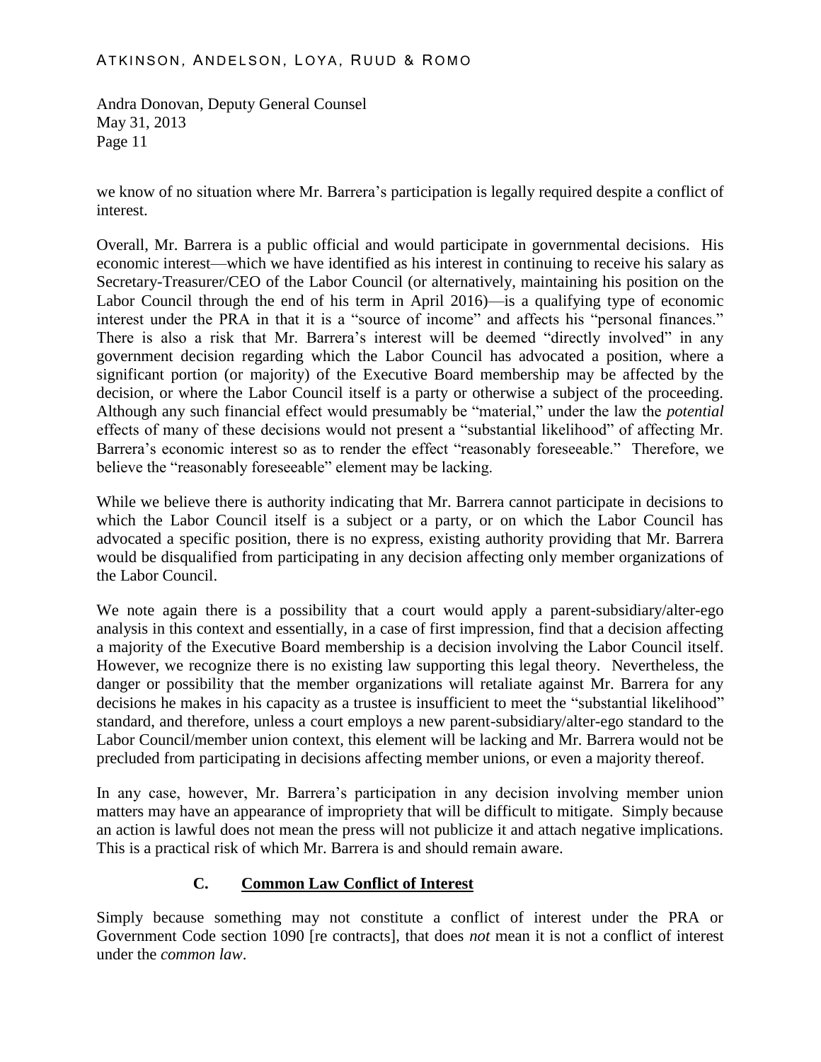we know of no situation where Mr. Barrera's participation is legally required despite a conflict of interest.

Overall, Mr. Barrera is a public official and would participate in governmental decisions. His economic interest—which we have identified as his interest in continuing to receive his salary as Secretary-Treasurer/CEO of the Labor Council (or alternatively, maintaining his position on the Labor Council through the end of his term in April 2016)—is a qualifying type of economic interest under the PRA in that it is a "source of income" and affects his "personal finances." There is also a risk that Mr. Barrera's interest will be deemed "directly involved" in any government decision regarding which the Labor Council has advocated a position, where a significant portion (or majority) of the Executive Board membership may be affected by the decision, or where the Labor Council itself is a party or otherwise a subject of the proceeding. Although any such financial effect would presumably be "material," under the law the *potential* effects of many of these decisions would not present a "substantial likelihood" of affecting Mr. Barrera's economic interest so as to render the effect "reasonably foreseeable." Therefore, we believe the "reasonably foreseeable" element may be lacking.

While we believe there is authority indicating that Mr. Barrera cannot participate in decisions to which the Labor Council itself is a subject or a party, or on which the Labor Council has advocated a specific position, there is no express, existing authority providing that Mr. Barrera would be disqualified from participating in any decision affecting only member organizations of the Labor Council.

We note again there is a possibility that a court would apply a parent-subsidiary/alter-ego analysis in this context and essentially, in a case of first impression, find that a decision affecting a majority of the Executive Board membership is a decision involving the Labor Council itself. However, we recognize there is no existing law supporting this legal theory. Nevertheless, the danger or possibility that the member organizations will retaliate against Mr. Barrera for any decisions he makes in his capacity as a trustee is insufficient to meet the "substantial likelihood" standard, and therefore, unless a court employs a new parent-subsidiary/alter-ego standard to the Labor Council/member union context, this element will be lacking and Mr. Barrera would not be precluded from participating in decisions affecting member unions, or even a majority thereof.

In any case, however, Mr. Barrera's participation in any decision involving member union matters may have an appearance of impropriety that will be difficult to mitigate. Simply because an action is lawful does not mean the press will not publicize it and attach negative implications. This is a practical risk of which Mr. Barrera is and should remain aware.

### C. <u>Common Law Conflict of Interest</u>

Simply because something may not constitute a conflict of interest under the PRA or Government Code section 1090 [re contracts], that does *not* mean it is not a conflict of interest under the *common law*.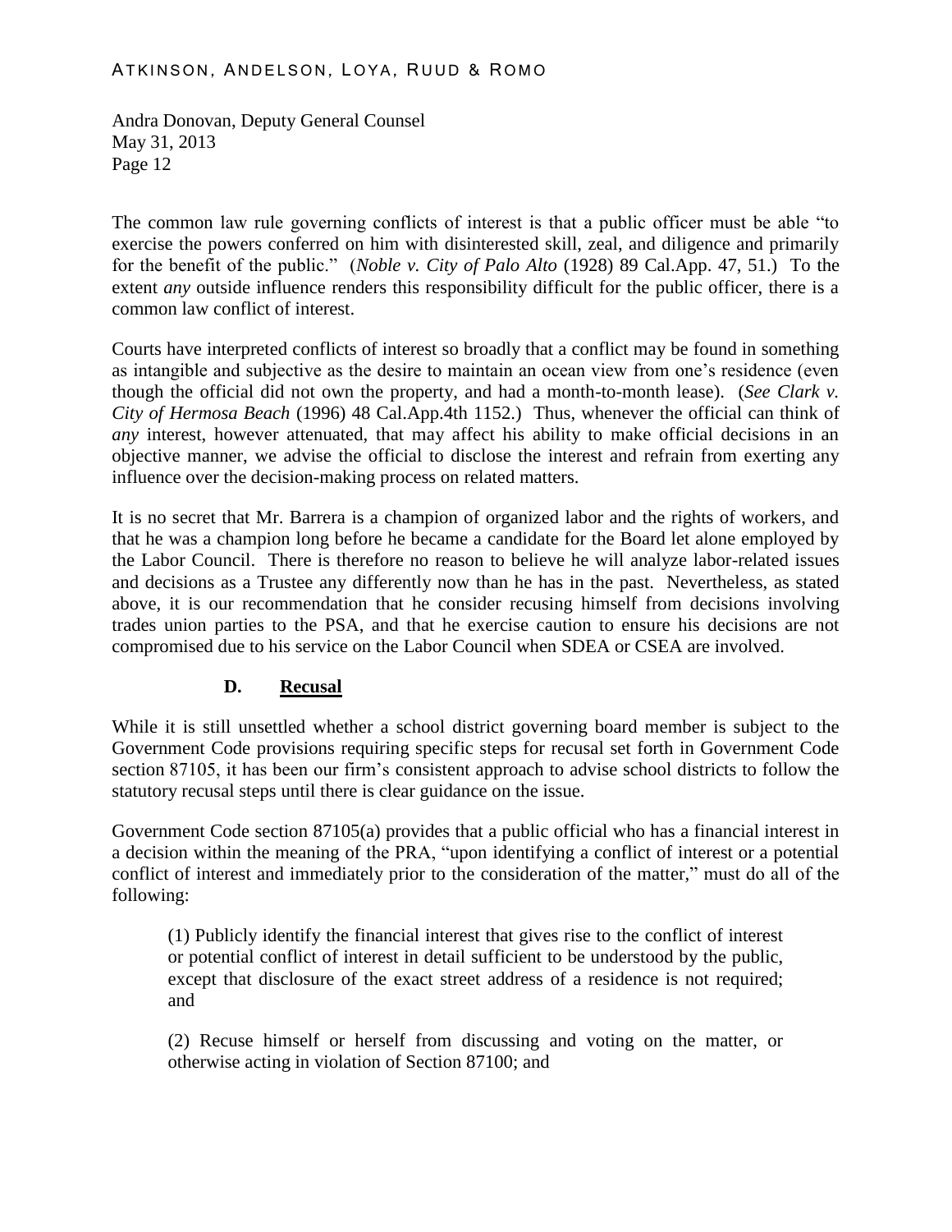The common law rule governing conflicts of interest is that a public officer must be able "to exercise the powers conferred on him with disinterested skill, zeal, and diligence and primarily for the benefit of the public." (*Noble v. City of Palo Alto* (1928) 89 Cal.App. 47, 51.) To the extent *any* outside influence renders this responsibility difficult for the public officer, there is a common law conflict of interest.

Courts have interpreted conflicts of interest so broadly that a conflict may be found in something as intangible and subjective as the desire to maintain an ocean view from one's residence (even though the official did not own the property, and had a month-to-month lease). (*See Clark v. City of Hermosa Beach* (1996) 48 Cal.App.4th 1152.) Thus, whenever the official can think of *any* interest, however attenuated, that may affect his ability to make official decisions in an objective manner, we advise the official to disclose the interest and refrain from exerting any influence over the decision-making process on related matters.

It is no secret that Mr. Barrera is a champion of organized labor and the rights of workers, and that he was a champion long before he became a candidate for the Board let alone employed by the Labor Council. There is therefore no reason to believe he will analyze labor-related issues and decisions as a Trustee any differently now than he has in the past. Nevertheless, as stated above, it is our recommendation that he consider recusing himself from decisions involving trades union parties to the PSA, and that he exercise caution to ensure his decisions are not compromised due to his service on the Labor Council when SDEA or CSEA are involved.

### D. Recusal

While it is still unsettled whether a school district governing board member is subject to the Government Code provisions requiring specific steps for recusal set forth in Government Code section 87105, it has been our firm's consistent approach to advise school districts to follow the statutory recusal steps until there is clear guidance on the issue.

Government Code section 87105(a) provides that a public official who has a financial interest in a decision within the meaning of the PRA, "upon identifying a conflict of interest or a potential conflict of interest and immediately prior to the consideration of the matter," must do all of the following:

> (1) Publicly identify the financial interest that gives rise to the conflict of interest or potential conflict of interest in detail sufficient to be understood by the public, except that disclosure of the exact street address of a residence is not required; and
>
> (2) Recuse himself or herself from discussing and voting on the matter, or otherwise acting in violation of Section 87100; and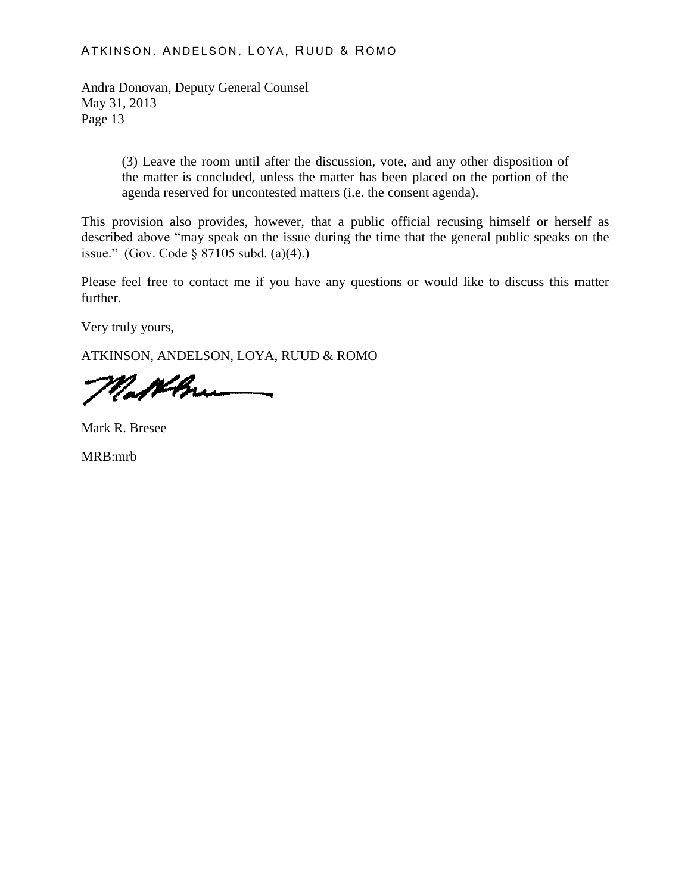(3) Leave the room until after the discussion, vote, and any other disposition of the matter is concluded, unless the matter has been placed on the portion of the agenda reserved for uncontested matters (i.e. the consent agenda).

This provision also provides, however, that a public official recusing himself or herself as described above "may speak on the issue during the time that the general public speaks on the issue." (Gov. Code § 87105 subd. (a)(4).)

Please feel free to contact me if you have any questions or would like to discuss this matter further.

Very truly yours,

ATKINSON, ANDELSON, LOYA, RUUD & ROMO

Mark R. Bresee

MRB:mrb